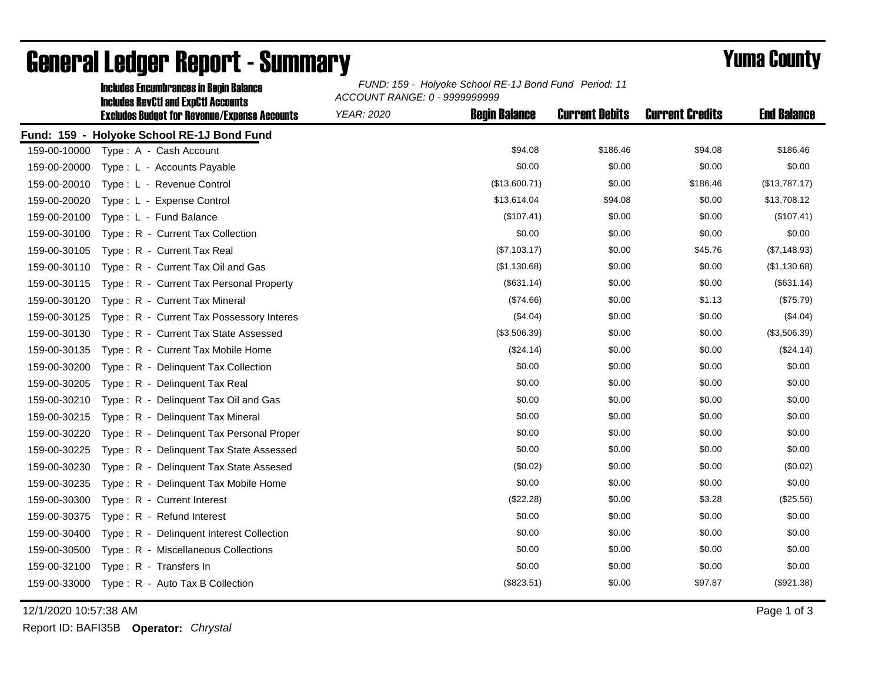# General Ledger Report - Summary

## Yuma County

**Includes Encumbrances in Begin Balance**
**Includes RevCtl and ExpCtl Accounts**
**Excludes Budget for Revenue/Expense Accounts**

*FUND: 159 - Holyoke School RE-1J Bond Fund Period: 11*
*ACCOUNT RANGE: 0 - 9999999999*
*YEAR: 2020*

**Fund: 159 - Holyoke School RE-1J Bond Fund**

| Account | Description | Begin Balance | Current Debits | Current Credits | End Balance |
|---|---|---|---|---|---|
| 159-00-10000 | Type : A - Cash Account | $94.08 | $186.46 | $94.08 | $186.46 |
| 159-00-20000 | Type : L - Accounts Payable | $0.00 | $0.00 | $0.00 | $0.00 |
| 159-00-20010 | Type : L - Revenue Control | ($13,600.71) | $0.00 | $186.46 | ($13,787.17) |
| 159-00-20020 | Type : L - Expense Control | $13,614.04 | $94.08 | $0.00 | $13,708.12 |
| 159-00-20100 | Type : L - Fund Balance | ($107.41) | $0.00 | $0.00 | ($107.41) |
| 159-00-30100 | Type : R - Current Tax Collection | $0.00 | $0.00 | $0.00 | $0.00 |
| 159-00-30105 | Type : R - Current Tax Real | ($7,103.17) | $0.00 | $45.76 | ($7,148.93) |
| 159-00-30110 | Type : R - Current Tax Oil and Gas | ($1,130.68) | $0.00 | $0.00 | ($1,130.68) |
| 159-00-30115 | Type : R - Current Tax Personal Property | ($631.14) | $0.00 | $0.00 | ($631.14) |
| 159-00-30120 | Type : R - Current Tax Mineral | ($74.66) | $0.00 | $1.13 | ($75.79) |
| 159-00-30125 | Type : R - Current Tax Possessory Interes | ($4.04) | $0.00 | $0.00 | ($4.04) |
| 159-00-30130 | Type : R - Current Tax State Assessed | ($3,506.39) | $0.00 | $0.00 | ($3,506.39) |
| 159-00-30135 | Type : R - Current Tax Mobile Home | ($24.14) | $0.00 | $0.00 | ($24.14) |
| 159-00-30200 | Type : R - Delinquent Tax Collection | $0.00 | $0.00 | $0.00 | $0.00 |
| 159-00-30205 | Type : R - Delinquent Tax Real | $0.00 | $0.00 | $0.00 | $0.00 |
| 159-00-30210 | Type : R - Delinquent Tax Oil and Gas | $0.00 | $0.00 | $0.00 | $0.00 |
| 159-00-30215 | Type : R - Delinquent Tax Mineral | $0.00 | $0.00 | $0.00 | $0.00 |
| 159-00-30220 | Type : R - Delinquent Tax Personal Proper | $0.00 | $0.00 | $0.00 | $0.00 |
| 159-00-30225 | Type : R - Delinquent Tax State Assessed | $0.00 | $0.00 | $0.00 | $0.00 |
| 159-00-30230 | Type : R - Delinquent Tax State Assesed | ($0.02) | $0.00 | $0.00 | ($0.02) |
| 159-00-30235 | Type : R - Delinquent Tax Mobile Home | $0.00 | $0.00 | $0.00 | $0.00 |
| 159-00-30300 | Type : R - Current Interest | ($22.28) | $0.00 | $3.28 | ($25.56) |
| 159-00-30375 | Type : R - Refund Interest | $0.00 | $0.00 | $0.00 | $0.00 |
| 159-00-30400 | Type : R - Delinquent Interest Collection | $0.00 | $0.00 | $0.00 | $0.00 |
| 159-00-30500 | Type : R - Miscellaneous Collections | $0.00 | $0.00 | $0.00 | $0.00 |
| 159-00-32100 | Type : R - Transfers In | $0.00 | $0.00 | $0.00 | $0.00 |
| 159-00-33000 | Type : R - Auto Tax B Collection | ($823.51) | $0.00 | $97.87 | ($921.38) |

12/1/2020 10:57:38 AM

Report ID: BAFI35B **Operator:** *Chrystal*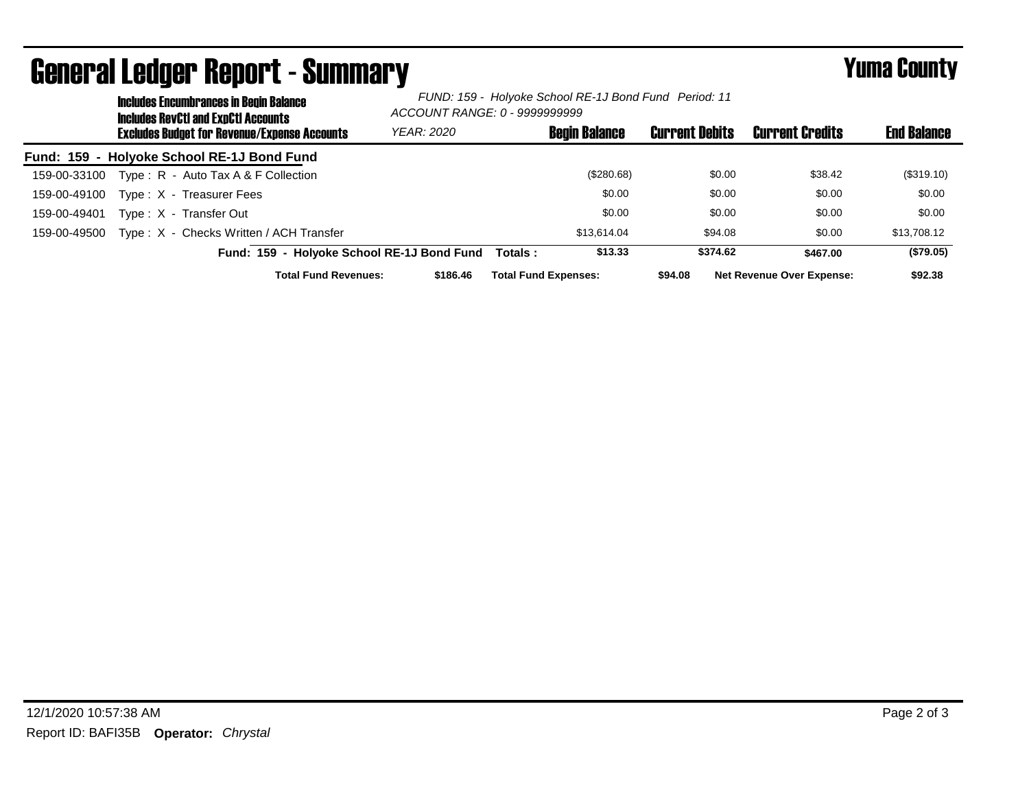# General Ledger Report - Summary

## Yuma County

**Includes Encumbrances in Begin Balance**
**Includes RevCtl and ExpCtl Accounts**
**Excludes Budget for Revenue/Expense Accounts**

*FUND: 159 - Holyoke School RE-1J Bond Fund Period: 11*
*ACCOUNT RANGE: 0 - 9999999999*
*YEAR: 2020*

### Fund: 159 - Holyoke School RE-1J Bond Fund

| Account | Description | Begin Balance | Current Debits | Current Credits | End Balance |
|---|---|---|---|---|---|
| 159-00-33100 | Type : R - Auto Tax A & F Collection | ($280.68) | $0.00 | $38.42 | ($319.10) |
| 159-00-49100 | Type : X - Treasurer Fees | $0.00 | $0.00 | $0.00 | $0.00 |
| 159-00-49401 | Type : X - Transfer Out | $0.00 | $0.00 | $0.00 | $0.00 |
| 159-00-49500 | Type : X - Checks Written / ACH Transfer | $13,614.04 | $94.08 | $0.00 | $13,708.12 |
| | **Fund: 159 - Holyoke School RE-1J Bond Fund Totals :** | **$13.33** | **$374.62** | **$467.00** | **($79.05)** |

**Total Fund Revenues:** $186.46 **Total Fund Expenses:** $94.08 **Net Revenue Over Expense:** $92.38

12/1/2020 10:57:38 AM

Report ID: BAFI35B **Operator:** *Chrystal*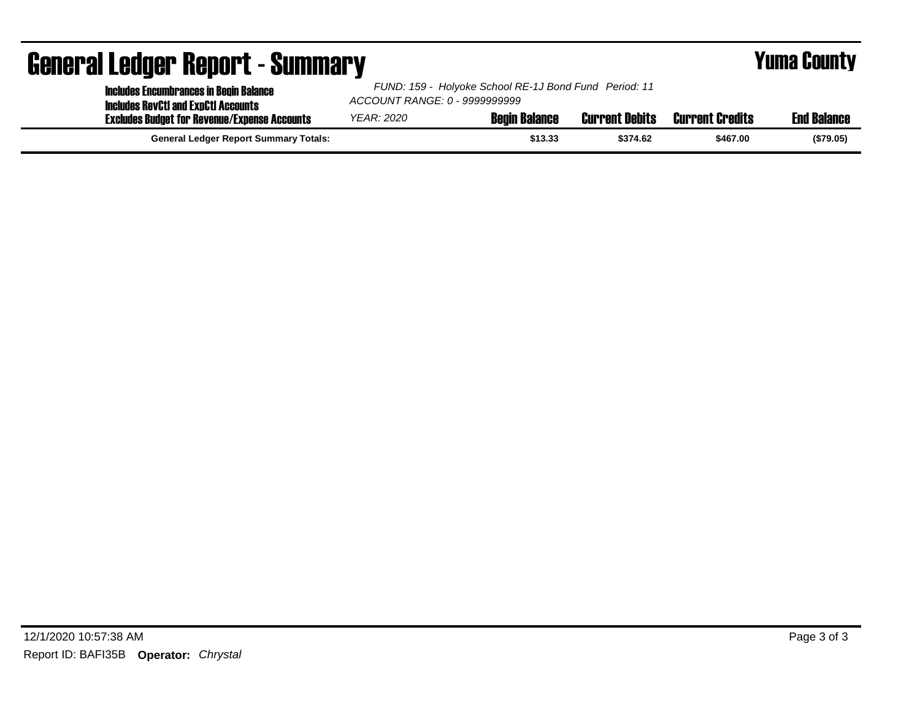# General Ledger Report - Summary

**Yuma County**

Includes Encumbrances in Begin Balance
Includes RevCtl and ExpCtl Accounts
Excludes Budget for Revenue/Expense Accounts

*FUND: 159 - Holyoke School RE-1J Bond Fund Period: 11*
*ACCOUNT RANGE: 0 - 9999999999*
*YEAR: 2020*

| | Begin Balance | Current Debits | Current Credits | End Balance |
|---|---|---|---|---|
| **General Ledger Report Summary Totals:** | **$13.33** | **$374.62** | **$467.00** | **($79.05)** |

12/1/2020 10:57:38 AM

Report ID: BAFI35B **Operator:** *Chrystal*